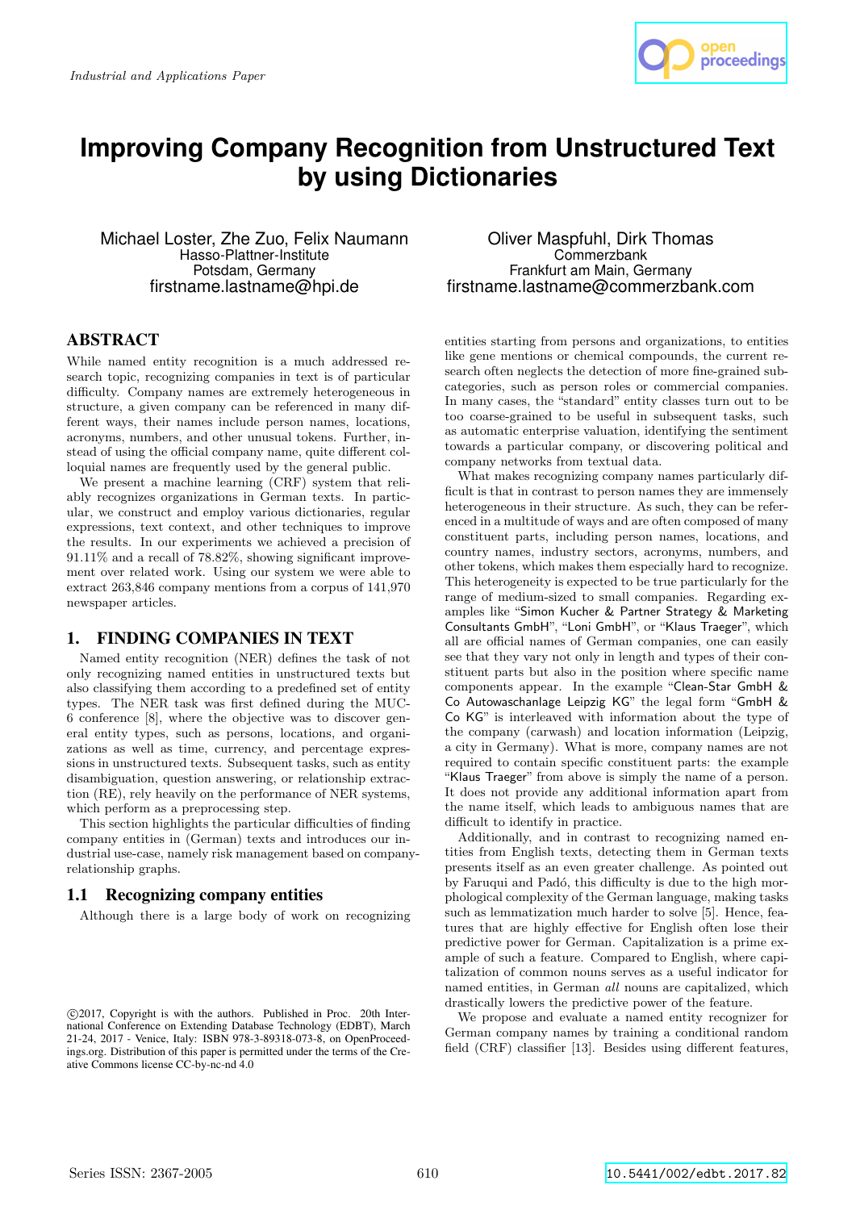Industrial and Applications Paper

# Improving Company Recognition from Unstructured Text by using Dictionaries

Michael Loster, Zhe Zuo, Felix Naumann
Hasso-Plattner-Institute
Potsdam, Germany
firstname.lastname@hpi.de

Oliver Maspfuhl, Dirk Thomas
Commerzbank
Frankfurt am Main, Germany
firstname.lastname@commerzbank.com

## ABSTRACT

While named entity recognition is a much addressed research topic, recognizing companies in text is of particular difficulty. Company names are extremely heterogeneous in structure, a given company can be referenced in many different ways, their names include person names, locations, acronyms, numbers, and other unusual tokens. Further, instead of using the official company name, quite different colloquial names are frequently used by the general public.

We present a machine learning (CRF) system that reliably recognizes organizations in German texts. In particular, we construct and employ various dictionaries, regular expressions, text context, and other techniques to improve the results. In our experiments we achieved a precision of 91.11% and a recall of 78.82%, showing significant improvement over related work. Using our system we were able to extract 263,846 company mentions from a corpus of 141,970 newspaper articles.

## 1. FINDING COMPANIES IN TEXT

Named entity recognition (NER) defines the task of not only recognizing named entities in unstructured texts but also classifying them according to a predefined set of entity types. The NER task was first defined during the MUC-6 conference [8], where the objective was to discover general entity types, such as persons, locations, and organizations as well as time, currency, and percentage expressions in unstructured texts. Subsequent tasks, such as entity disambiguation, question answering, or relationship extraction (RE), rely heavily on the performance of NER systems, which perform as a preprocessing step.

This section highlights the particular difficulties of finding company entities in (German) texts and introduces our industrial use-case, namely risk management based on company-relationship graphs.

### 1.1 Recognizing company entities

Although there is a large body of work on recognizing entities starting from persons and organizations, to entities like gene mentions or chemical compounds, the current research often neglects the detection of more fine-grained subcategories, such as person roles or commercial companies. In many cases, the "standard" entity classes turn out to be too coarse-grained to be useful in subsequent tasks, such as automatic enterprise valuation, identifying the sentiment towards a particular company, or discovering political and company networks from textual data.

What makes recognizing company names particularly difficult is that in contrast to person names they are immensely heterogeneous in their structure. As such, they can be referenced in a multitude of ways and are often composed of many constituent parts, including person names, locations, and country names, industry sectors, acronyms, numbers, and other tokens, which makes them especially hard to recognize. This heterogeneity is expected to be true particularly for the range of medium-sized to small companies. Regarding examples like "Simon Kucher & Partner Strategy & Marketing Consultants GmbH", "Loni GmbH", or "Klaus Traeger", which all are official names of German companies, one can easily see that they vary not only in length and types of their constituent parts but also in the position where specific name components appear. In the example "Clean-Star GmbH & Co Autowaschanlage Leipzig KG" the legal form "GmbH & Co KG" is interleaved with information about the type of the company (carwash) and location information (Leipzig, a city in Germany). What is more, company names are not required to contain specific constituent parts: the example "Klaus Traeger" from above is simply the name of a person. It does not provide any additional information apart from the name itself, which leads to ambiguous names that are difficult to identify in practice.

Additionally, and in contrast to recognizing named entities from English texts, detecting them in German texts presents itself as an even greater challenge. As pointed out by Faruqui and Padó, this difficulty is due to the high morphological complexity of the German language, making tasks such as lemmatization much harder to solve [5]. Hence, features that are highly effective for English often lose their predictive power for German. Capitalization is a prime example of such a feature. Compared to English, where capitalization of common nouns serves as a useful indicator for named entities, in German *all* nouns are capitalized, which drastically lowers the predictive power of the feature.

We propose and evaluate a named entity recognizer for German company names by training a conditional random field (CRF) classifier [13]. Besides using different features,

©2017, Copyright is with the authors. Published in Proc. 20th International Conference on Extending Database Technology (EDBT), March 21-24, 2017 - Venice, Italy: ISBN 978-3-89318-073-8, on OpenProceedings.org. Distribution of this paper is permitted under the terms of the Creative Commons license CC-by-nc-nd 4.0

Series ISSN: 2367-2005 10.5441/002/edbt.2017.82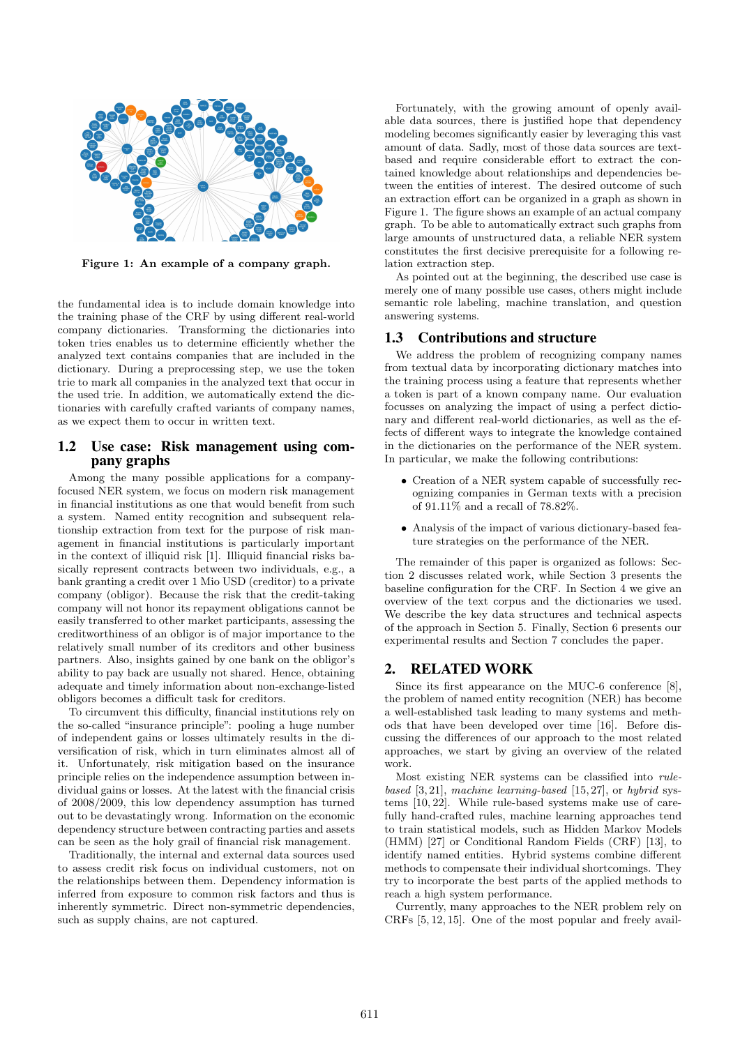Figure 1: An example of a company graph.

the fundamental idea is to include domain knowledge into the training phase of the CRF by using different real-world company dictionaries. Transforming the dictionaries into token tries enables us to determine efficiently whether the analyzed text contains companies that are included in the dictionary. During a preprocessing step, we use the token trie to mark all companies in the analyzed text that occur in the used trie. In addition, we automatically extend the dictionaries with carefully crafted variants of company names, as we expect them to occur in written text.

## 1.2 Use case: Risk management using company graphs

Among the many possible applications for a company-focused NER system, we focus on modern risk management in financial institutions as one that would benefit from such a system. Named entity recognition and subsequent relationship extraction from text for the purpose of risk management in financial institutions is particularly important in the context of illiquid risk [1]. Illiquid financial risks basically represent contracts between two individuals, e.g., a bank granting a credit over 1 Mio USD (creditor) to a private company (obligor). Because the risk that the credit-taking company will not honor its repayment obligations cannot be easily transferred to other market participants, assessing the creditworthiness of an obligor is of major importance to the relatively small number of its creditors and other business partners. Also, insights gained by one bank on the obligor's ability to pay back are usually not shared. Hence, obtaining adequate and timely information about non-exchange-listed obligors becomes a difficult task for creditors.

To circumvent this difficulty, financial institutions rely on the so-called "insurance principle": pooling a huge number of independent gains or losses ultimately results in the diversification of risk, which in turn eliminates almost all of it. Unfortunately, risk mitigation based on the insurance principle relies on the independence assumption between individual gains or losses. At the latest with the financial crisis of 2008/2009, this low dependency assumption has turned out to be devastatingly wrong. Information on the economic dependency structure between contracting parties and assets can be seen as the holy grail of financial risk management.

Traditionally, the internal and external data sources used to assess credit risk focus on individual customers, not on the relationships between them. Dependency information is inferred from exposure to common risk factors and thus is inherently symmetric. Direct non-symmetric dependencies, such as supply chains, are not captured.

Fortunately, with the growing amount of openly available data sources, there is justified hope that dependency modeling becomes significantly easier by leveraging this vast amount of data. Sadly, most of those data sources are text-based and require considerable effort to extract the contained knowledge about relationships and dependencies between the entities of interest. The desired outcome of such an extraction effort can be organized in a graph as shown in Figure 1. The figure shows an example of an actual company graph. To be able to automatically extract such graphs from large amounts of unstructured data, a reliable NER system constitutes the first decisive prerequisite for a following relation extraction step.

As pointed out at the beginning, the described use case is merely one of many possible use cases, others might include semantic role labeling, machine translation, and question answering systems.

## 1.3 Contributions and structure

We address the problem of recognizing company names from textual data by incorporating dictionary matches into the training process using a feature that represents whether a token is part of a known company name. Our evaluation focusses on analyzing the impact of using a perfect dictionary and different real-world dictionaries, as well as the effects of different ways to integrate the knowledge contained in the dictionaries on the performance of the NER system. In particular, we make the following contributions:

- Creation of a NER system capable of successfully recognizing companies in German texts with a precision of 91.11% and a recall of 78.82%.
- Analysis of the impact of various dictionary-based feature strategies on the performance of the NER.

The remainder of this paper is organized as follows: Section 2 discusses related work, while Section 3 presents the baseline configuration for the CRF. In Section 4 we give an overview of the text corpus and the dictionaries we used. We describe the key data structures and technical aspects of the approach in Section 5. Finally, Section 6 presents our experimental results and Section 7 concludes the paper.

# 2. RELATED WORK

Since its first appearance on the MUC-6 conference [8], the problem of named entity recognition (NER) has become a well-established task leading to many systems and methods that have been developed over time [16]. Before discussing the differences of our approach to the most related approaches, we start by giving an overview of the related work.

Most existing NER systems can be classified into *rule-based* [3, 21], *machine learning-based* [15, 27], or *hybrid* systems [10, 22]. While rule-based systems make use of carefully hand-crafted rules, machine learning approaches tend to train statistical models, such as Hidden Markov Models (HMM) [27] or Conditional Random Fields (CRF) [13], to identify named entities. Hybrid systems combine different methods to compensate their individual shortcomings. They try to incorporate the best parts of the applied methods to reach a high system performance.

Currently, many approaches to the NER problem rely on CRFs [5, 12, 15]. One of the most popular and freely avail-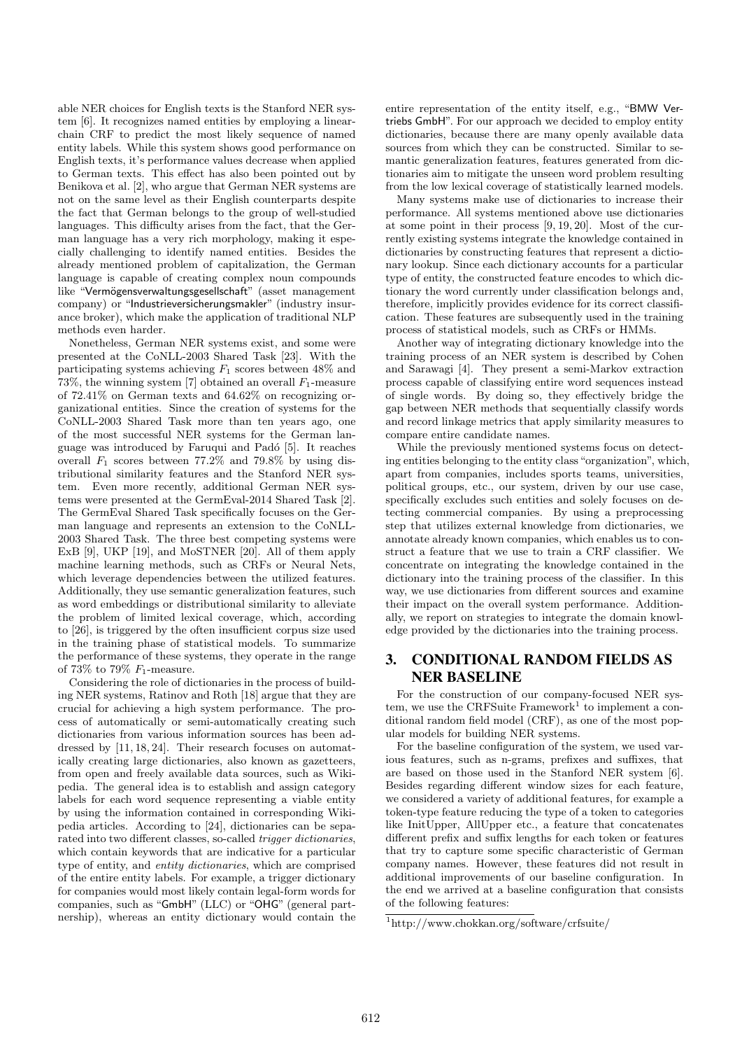able NER choices for English texts is the Stanford NER system [6]. It recognizes named entities by employing a linear-chain CRF to predict the most likely sequence of named entity labels. While this system shows good performance on English texts, it's performance values decrease when applied to German texts. This effect has also been pointed out by Benikova et al. [2], who argue that German NER systems are not on the same level as their English counterparts despite the fact that German belongs to the group of well-studied languages. This difficulty arises from the fact, that the German language has a very rich morphology, making it especially challenging to identify named entities. Besides the already mentioned problem of capitalization, the German language is capable of creating complex noun compounds like "Vermögensverwaltungsgesellschaft" (asset management company) or "Industrieversicherungsmakler" (industry insurance broker), which make the application of traditional NLP methods even harder.

Nonetheless, German NER systems exist, and some were presented at the CoNLL-2003 Shared Task [23]. With the participating systems achieving $F_1$ scores between 48% and 73%, the winning system [7] obtained an overall $F_1$-measure of 72.41% on German texts and 64.62% on recognizing organizational entities. Since the creation of systems for the CoNLL-2003 Shared Task more than ten years ago, one of the most successful NER systems for the German language was introduced by Faruqui and Padó [5]. It reaches overall $F_1$ scores between 77.2% and 79.8% by using distributional similarity features and the Stanford NER system. Even more recently, additional German NER systems were presented at the GermEval-2014 Shared Task [2]. The GermEval Shared Task specifically focuses on the German language and represents an extension to the CoNLL-2003 Shared Task. The three best competing systems were ExB [9], UKP [19], and MoSTNER [20]. All of them apply machine learning methods, such as CRFs or Neural Nets, which leverage dependencies between the utilized features. Additionally, they use semantic generalization features, such as word embeddings or distributional similarity to alleviate the problem of limited lexical coverage, which, according to [26], is triggered by the often insufficient corpus size used in the training phase of statistical models. To summarize the performance of these systems, they operate in the range of 73% to 79% $F_1$-measure.

Considering the role of dictionaries in the process of building NER systems, Ratinov and Roth [18] argue that they are crucial for achieving a high system performance. The process of automatically or semi-automatically creating such dictionaries from various information sources has been addressed by [11, 18, 24]. Their research focuses on automatically creating large dictionaries, also known as gazetteers, from open and freely available data sources, such as Wikipedia. The general idea is to establish and assign category labels for each word sequence representing a viable entity by using the information contained in corresponding Wikipedia articles. According to [24], dictionaries can be separated into two different classes, so-called *trigger dictionaries*, which contain keywords that are indicative for a particular type of entity, and *entity dictionaries*, which are comprised of the entire entity labels. For example, a trigger dictionary for companies would most likely contain legal-form words for companies, such as "GmbH" (LLC) or "OHG" (general partnership), whereas an entity dictionary would contain the entire representation of the entity itself, e.g., "BMW Vertriebs GmbH". For our approach we decided to employ entity dictionaries, because there are many openly available data sources from which they can be constructed. Similar to semantic generalization features, features generated from dictionaries aim to mitigate the unseen word problem resulting from the low lexical coverage of statistically learned models.

Many systems make use of dictionaries to increase their performance. All systems mentioned above use dictionaries at some point in their process [9, 19, 20]. Most of the currently existing systems integrate the knowledge contained in dictionaries by constructing features that represent a dictionary lookup. Since each dictionary accounts for a particular type of entity, the constructed feature encodes to which dictionary the word currently under classification belongs and, therefore, implicitly provides evidence for its correct classification. These features are subsequently used in the training process of statistical models, such as CRFs or HMMs.

Another way of integrating dictionary knowledge into the training process of an NER system is described by Cohen and Sarawagi [4]. They present a semi-Markov extraction process capable of classifying entire word sequences instead of single words. By doing so, they effectively bridge the gap between NER methods that sequentially classify words and record linkage metrics that apply similarity measures to compare entire candidate names.

While the previously mentioned systems focus on detecting entities belonging to the entity class "organization", which, apart from companies, includes sports teams, universities, political groups, etc., our system, driven by our use case, specifically excludes such entities and solely focuses on detecting commercial companies. By using a preprocessing step that utilizes external knowledge from dictionaries, we annotate already known companies, which enables us to construct a feature that we use to train a CRF classifier. We concentrate on integrating the knowledge contained in the dictionary into the training process of the classifier. In this way, we use dictionaries from different sources and examine their impact on the overall system performance. Additionally, we report on strategies to integrate the domain knowledge provided by the dictionaries into the training process.

## 3. CONDITIONAL RANDOM FIELDS AS NER BASELINE

For the construction of our company-focused NER system, we use the CRFSuite Framework[1] to implement a conditional random field model (CRF), as one of the most popular models for building NER systems.

For the baseline configuration of the system, we used various features, such as n-grams, prefixes and suffixes, that are based on those used in the Stanford NER system [6]. Besides regarding different window sizes for each feature, we considered a variety of additional features, for example a token-type feature reducing the type of a token to categories like InitUpper, AllUpper etc., a feature that concatenates different prefix and suffix lengths for each token or features that try to capture some specific characteristic of German company names. However, these features did not result in additional improvements of our baseline configuration. In the end we arrived at a baseline configuration that consists of the following features:

[1] http://www.chokkan.org/software/crfsuite/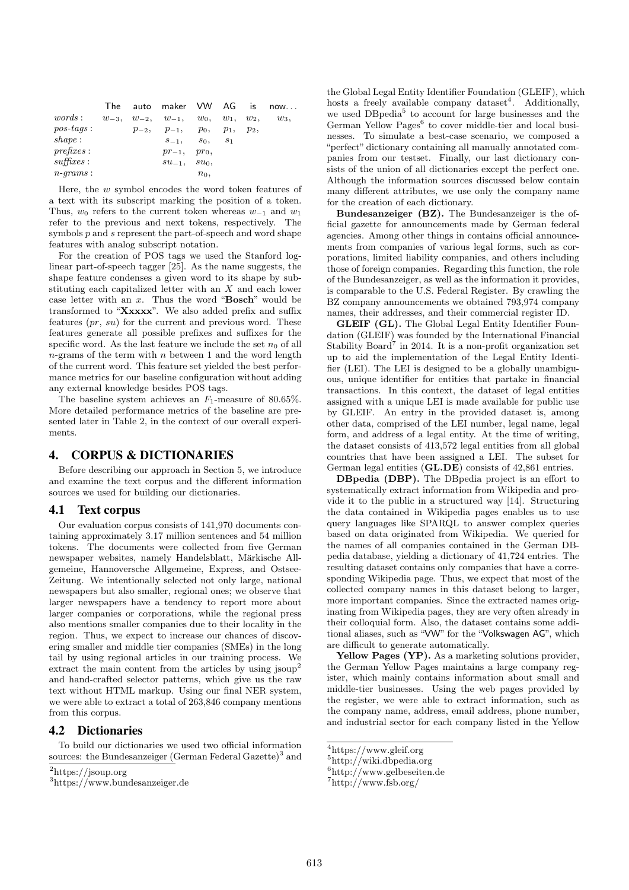| | The | auto | maker | VW | AG | is | now... |
|---|---|---|---|---|---|---|---|
| *words* : | $w_{-3}$, | $w_{-2}$, | $w_{-1}$, | $w_0$, | $w_1$, | $w_2$, | $w_3$, |
| *pos-tags* : | | $p_{-2}$, | $p_{-1}$, | $p_0$, | $p_1$, | $p_2$, | |
| *shape* : | | | $s_{-1}$, | $s_0$, | $s_1$ | | |
| *prefixes* : | | | $pr_{-1}$, | $pr_0$, | | | |
| *suffixes* : | | | $su_{-1}$, | $su_0$, | | | |
| *n-grams* : | | | | $n_0$, | | | |

Here, the $w$ symbol encodes the word token features of a text with its subscript marking the position of a token. Thus, $w_0$ refers to the current token whereas $w_{-1}$ and $w_1$ refer to the previous and next tokens, respectively. The symbols $p$ and $s$ represent the part-of-speech and word shape features with analog subscript notation.

For the creation of POS tags we used the Stanford log-linear part-of-speech tagger [25]. As the name suggests, the shape feature condenses a given word to its shape by substituting each capitalized letter with an $X$ and each lower case letter with an $x$. Thus the word "**Bosch**" would be transformed to "**Xxxxx**". We also added prefix and suffix features ($pr$, $su$) for the current and previous word. These features generate all possible prefixes and suffixes for the specific word. As the last feature we include the set $n_0$ of all $n$-grams of the term with $n$ between 1 and the word length of the current word. This feature set yielded the best performance metrics for our baseline configuration without adding any external knowledge besides POS tags.

The baseline system achieves an $F_1$-measure of 80.65%. More detailed performance metrics of the baseline are presented later in Table 2, in the context of our overall experiments.

## 4. CORPUS & DICTIONARIES

Before describing our approach in Section 5, we introduce and examine the text corpus and the different information sources we used for building our dictionaries.

### 4.1 Text corpus

Our evaluation corpus consists of 141,970 documents containing approximately 3.17 million sentences and 54 million tokens. The documents were collected from five German newspaper websites, namely Handelsblatt, Märkische Allgemeine, Hannoversche Allgemeine, Express, and Ostsee-Zeitung. We intentionally selected not only large, national newspapers but also smaller, regional ones; we observe that larger newspapers have a tendency to report more about larger companies or corporations, while the regional press also mentions smaller companies due to their locality in the region. Thus, we expect to increase our chances of discovering smaller and middle tier companies (SMEs) in the long tail by using regional articles in our training process. We extract the main content from the articles by using jsoup[2] and hand-crafted selector patterns, which give us the raw text without HTML markup. Using our final NER system, we were able to extract a total of 263,846 company mentions from this corpus.

### 4.2 Dictionaries

To build our dictionaries we used two official information sources: the Bundesanzeiger (German Federal Gazette)[3] and the Global Legal Entity Identifier Foundation (GLEIF), which hosts a freely available company dataset[4]. Additionally, we used DBpedia[5] to account for large businesses and the German Yellow Pages[6] to cover middle-tier and local businesses. To simulate a best-case scenario, we composed a "perfect" dictionary containing all manually annotated companies from our testset. Finally, our last dictionary consists of the union of all dictionaries except the perfect one. Although the information sources discussed below contain many different attributes, we use only the company name for the creation of each dictionary.

**Bundesanzeiger (BZ).** The Bundesanzeiger is the official gazette for announcements made by German federal agencies. Among other things in contains official announcements from companies of various legal forms, such as corporations, limited liability companies, and others including those of foreign companies. Regarding this function, the role of the Bundesanzeiger, as well as the information it provides, is comparable to the U.S. Federal Register. By crawling the BZ company announcements we obtained 793,974 company names, their addresses, and their commercial register ID.

**GLEIF (GL).** The Global Legal Entity Identifier Foundation (GLEIF) was founded by the International Financial Stability Board[7] in 2014. It is a non-profit organization set up to aid the implementation of the Legal Entity Identifier (LEI). The LEI is designed to be a globally unambiguous, unique identifier for entities that partake in financial transactions. In this context, the dataset of legal entities assigned with a unique LEI is made available for public use by GLEIF. An entry in the provided dataset is, among other data, comprised of the LEI number, legal name, legal form, and address of a legal entity. At the time of writing, the dataset consists of 413,572 legal entities from all global countries that have been assigned a LEI. The subset for German legal entities (**GL.DE**) consists of 42,861 entries.

**DBpedia (DBP).** The DBpedia project is an effort to systematically extract information from Wikipedia and provide it to the public in a structured way [14]. Structuring the data contained in Wikipedia pages enables us to use query languages like SPARQL to answer complex queries based on data originated from Wikipedia. We queried for the names of all companies contained in the German DBpedia database, yielding a dictionary of 41,724 entries. The resulting dataset contains only companies that have a corresponding Wikipedia page. Thus, we expect that most of the collected company names in this dataset belong to larger, more important companies. Since the extracted names originating from Wikipedia pages, they are very often already in their colloquial form. Also, the dataset contains some additional aliases, such as "VW" for the "Volkswagen AG", which are difficult to generate automatically.

**Yellow Pages (YP).** As a marketing solutions provider, the German Yellow Pages maintains a large company register, which mainly contains information about small and middle-tier businesses. Using the web pages provided by the register, we were able to extract information, such as the company name, address, email address, phone number, and industrial sector for each company listed in the Yellow

---

[2] https://jsoup.org

[3] https://www.bundesanzeiger.de

[4] https://www.gleif.org

[5] http://wiki.dbpedia.org

[6] http://www.gelbeseiten.de

[7] http://www.fsb.org/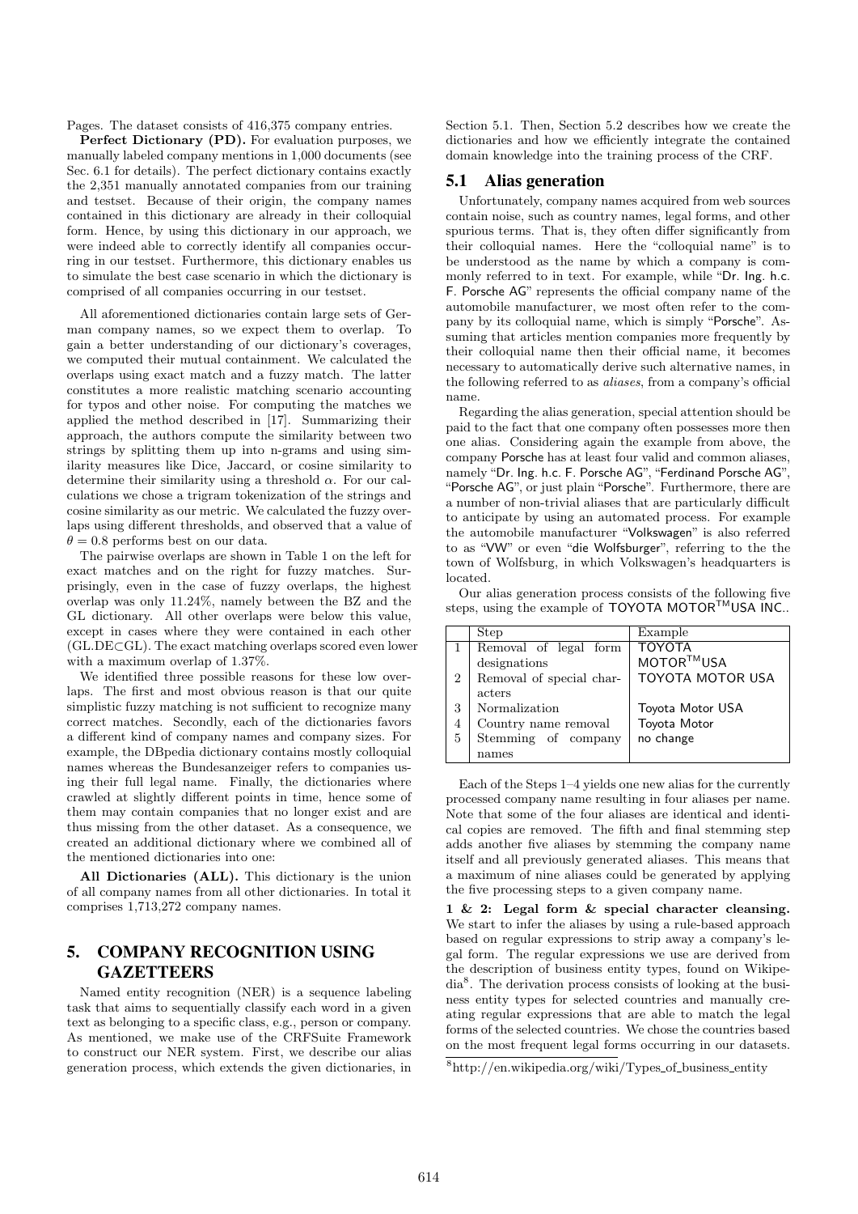Pages. The dataset consists of 416,375 company entries.

**Perfect Dictionary (PD).** For evaluation purposes, we manually labeled company mentions in 1,000 documents (see Sec. 6.1 for details). The perfect dictionary contains exactly the 2,351 manually annotated companies from our training and testset. Because of their origin, the company names contained in this dictionary are already in their colloquial form. Hence, by using this dictionary in our approach, we were indeed able to correctly identify all companies occurring in our testset. Furthermore, this dictionary enables us to simulate the best case scenario in which the dictionary is comprised of all companies occurring in our testset.

All aforementioned dictionaries contain large sets of German company names, so we expect them to overlap. To gain a better understanding of our dictionary's coverages, we computed their mutual containment. We calculated the overlaps using exact match and a fuzzy match. The latter constitutes a more realistic matching scenario accounting for typos and other noise. For computing the matches we applied the method described in [17]. Summarizing their approach, the authors compute the similarity between two strings by splitting them up into n-grams and using similarity measures like Dice, Jaccard, or cosine similarity to determine their similarity using a threshold $\alpha$. For our calculations we chose a trigram tokenization of the strings and cosine similarity as our metric. We calculated the fuzzy overlaps using different thresholds, and observed that a value of $\theta = 0.8$ performs best on our data.

The pairwise overlaps are shown in Table 1 on the left for exact matches and on the right for fuzzy matches. Surprisingly, even in the case of fuzzy overlaps, the highest overlap was only 11.24%, namely between the BZ and the GL dictionary. All other overlaps were below this value, except in cases where they were contained in each other (GL.DE⊂GL). The exact matching overlaps scored even lower with a maximum overlap of 1.37%.

We identified three possible reasons for these low overlaps. The first and most obvious reason is that our quite simplistic fuzzy matching is not sufficient to recognize many correct matches. Secondly, each of the dictionaries favors a different kind of company names and company sizes. For example, the DBpedia dictionary contains mostly colloquial names whereas the Bundesanzeiger refers to companies using their full legal name. Finally, the dictionaries where crawled at slightly different points in time, hence some of them may contain companies that no longer exist and are thus missing from the other dataset. As a consequence, we created an additional dictionary where we combined all of the mentioned dictionaries into one:

**All Dictionaries (ALL).** This dictionary is the union of all company names from all other dictionaries. In total it comprises 1,713,272 company names.

# 5. COMPANY RECOGNITION USING GAZETTEERS

Named entity recognition (NER) is a sequence labeling task that aims to sequentially classify each word in a given text as belonging to a specific class, e.g., person or company. As mentioned, we make use of the CRFSuite Framework to construct our NER system. First, we describe our alias generation process, which extends the given dictionaries, in Section 5.1. Then, Section 5.2 describes how we create the dictionaries and how we efficiently integrate the contained domain knowledge into the training process of the CRF.

## 5.1 Alias generation

Unfortunately, company names acquired from web sources contain noise, such as country names, legal forms, and other spurious terms. That is, they often differ significantly from their colloquial names. Here the "colloquial name" is to be understood as the name by which a company is commonly referred to in text. For example, while "Dr. Ing. h.c. F. Porsche AG" represents the official company name of the automobile manufacturer, we most often refer to the company by its colloquial name, which is simply "Porsche". Assuming that articles mention companies more frequently by their colloquial name then their official name, it becomes necessary to automatically derive such alternative names, in the following referred to as *aliases*, from a company's official name.

Regarding the alias generation, special attention should be paid to the fact that one company often possesses more then one alias. Considering again the example from above, the company Porsche has at least four valid and common aliases, namely "Dr. Ing. h.c. F. Porsche AG", "Ferdinand Porsche AG", "Porsche AG", or just plain "Porsche". Furthermore, there are a number of non-trivial aliases that are particularly difficult to anticipate by using an automated process. For example the automobile manufacturer "Volkswagen" is also referred to as "VW" or even "die Wolfsburger", referring to the the town of Wolfsburg, in which Volkswagen's headquarters is located.

Our alias generation process consists of the following five steps, using the example of TOYOTA MOTOR™USA INC..

| | Step | Example |
|---|---|---|
| 1 | Removal of legal form designations | TOYOTA MOTOR™USA |
| 2 | Removal of special characters | TOYOTA MOTOR USA |
| 3 | Normalization | Toyota Motor USA |
| 4 | Country name removal | Toyota Motor |
| 5 | Stemming of company names | no change |

Each of the Steps 1–4 yields one new alias for the currently processed company name resulting in four aliases per name. Note that some of the four aliases are identical and identical copies are removed. The fifth and final stemming step adds another five aliases by stemming the company name itself and all previously generated aliases. This means that a maximum of nine aliases could be generated by applying the five processing steps to a given company name.

**1 & 2: Legal form & special character cleansing.** We start to infer the aliases by using a rule-based approach based on regular expressions to strip away a company's legal form. The regular expressions we use are derived from the description of business entity types, found on Wikipedia[8]. The derivation process consists of looking at the business entity types for selected countries and manually creating regular expressions that are able to match the legal forms of the selected countries. We chose the countries based on the most frequent legal forms occurring in our datasets.

[8]http://en.wikipedia.org/wiki/Types_of_business_entity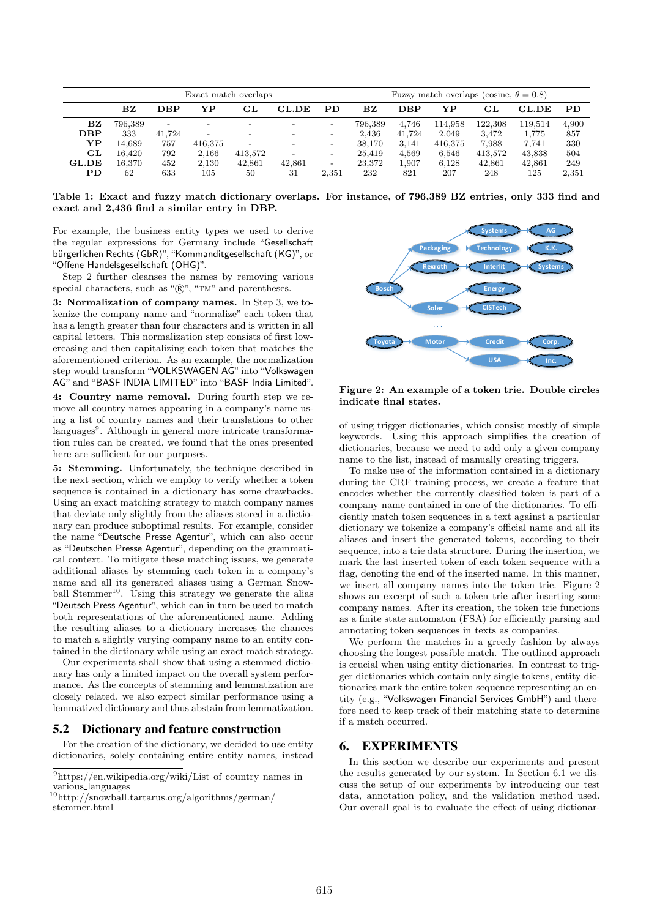| | Exact match overlaps | | | | | | Fuzzy match overlaps (cosine, $\theta = 0.8$) | | | | | |
|---|---|---|---|---|---|---|---|---|---|---|---|---|
| | **BZ** | **DBP** | **YP** | **GL** | **GL.DE** | **PD** | **BZ** | **DBP** | **YP** | **GL** | **GL.DE** | **PD** |
| **BZ** | 796,389 | - | - | - | - | - | 796,389 | 4,746 | 114,958 | 122,308 | 119,514 | 4,900 |
| **DBP** | 333 | 41,724 | - | - | - | - | 2,436 | 41,724 | 2,049 | 3,472 | 1,775 | 857 |
| **YP** | 14,689 | 757 | 416,375 | - | - | - | 38,170 | 3,141 | 416,375 | 7,988 | 7,741 | 330 |
| **GL** | 16,420 | 792 | 2,166 | 413,572 | - | - | 25,419 | 4,569 | 6,546 | 413,572 | 43,838 | 504 |
| **GL.DE** | 16,370 | 452 | 2,130 | 42,861 | 42,861 | - | 23,372 | 1,907 | 6,128 | 42,861 | 42,861 | 249 |
| **PD** | 62 | 633 | 105 | 50 | 31 | 2,351 | 232 | 821 | 207 | 248 | 125 | 2,351 |

**Table 1: Exact and fuzzy match dictionary overlaps. For instance, of 796,389 BZ entries, only 333 find and exact and 2,436 find a similar entry in DBP.**

For example, the business entity types we used to derive the regular expressions for Germany include "Gesellschaft bürgerlichen Rechts (GbR)", "Kommanditgesellschaft (KG)", or "Offene Handelsgesellschaft (OHG)".

Step 2 further cleanses the names by removing various special characters, such as "®", "TM" and parentheses.

**3: Normalization of company names.** In Step 3, we tokenize the company name and "normalize" each token that has a length greater than four characters and is written in all capital letters. This normalization step consists of first lowercasing and then capitalizing each token that matches the aforementioned criterion. As an example, the normalization step would transform "VOLKSWAGEN AG" into "Volkswagen AG" and "BASF INDIA LIMITED" into "BASF India Limited".

**4: Country name removal.** During fourth step we remove all country names appearing in a company's name using a list of country names and their translations to other languages[9]. Although in general more intricate transformation rules can be created, we found that the ones presented here are sufficient for our purposes.

**5: Stemming.** Unfortunately, the technique described in the next section, which we employ to verify whether a token sequence is contained in a dictionary has some drawbacks. Using an exact matching strategy to match company names that deviate only slightly from the aliases stored in a dictionary can produce suboptimal results. For example, consider the name "Deutsche Presse Agentur", which can also occur as "Deutschen Presse Agentur", depending on the grammatical context. To mitigate these matching issues, we generate additional aliases by stemming each token in a company's name and all its generated aliases using a German Snowball Stemmer[10]. Using this strategy we generate the alias "Deutsch Press Agentur", which can in turn be used to match both representations of the aforementioned name. Adding the resulting aliases to a dictionary increases the chances to match a slightly varying company name to an entity contained in the dictionary while using an exact match strategy.

Our experiments shall show that using a stemmed dictionary has only a limited impact on the overall system performance. As the concepts of stemming and lemmatization are closely related, we also expect similar performance using a lemmatized dictionary and thus abstain from lemmatization.

## 5.2 Dictionary and feature construction

For the creation of the dictionary, we decided to use entity dictionaries, solely containing entire entity names, instead of using trigger dictionaries, which consist mostly of simple keywords. Using this approach simplifies the creation of dictionaries, because we need to add only a given company name to the list, instead of manually creating triggers.

**Figure 2: An example of a token trie. Double circles indicate final states.**

To make use of the information contained in a dictionary during the CRF training process, we create a feature that encodes whether the currently classified token is part of a company name contained in one of the dictionaries. To efficiently match token sequences in a text against a particular dictionary we tokenize a company's official name and all its aliases and insert the generated tokens, according to their sequence, into a trie data structure. During the insertion, we mark the last inserted token of each token sequence with a flag, denoting the end of the inserted name. In this manner, we insert all company names into the token trie. Figure 2 shows an excerpt of such a token trie after inserting some company names. After its creation, the token trie functions as a finite state automaton (FSA) for efficiently parsing and annotating token sequences in texts as companies.

We perform the matches in a greedy fashion by always choosing the longest possible match. The outlined approach is crucial when using entity dictionaries. In contrast to trigger dictionaries which contain only single tokens, entity dictionaries mark the entire token sequence representing an entity (e.g., "Volkswagen Financial Services GmbH") and therefore need to keep track of their matching state to determine if a match occurred.

# 6. EXPERIMENTS

In this section we describe our experiments and present the results generated by our system. In Section 6.1 we discuss the setup of our experiments by introducing our test data, annotation policy, and the validation method used. Our overall goal is to evaluate the effect of using dictionar-

[9] https://en.wikipedia.org/wiki/List_of_country_names_in_various_languages

[10] http://snowball.tartarus.org/algorithms/german/stemmer.html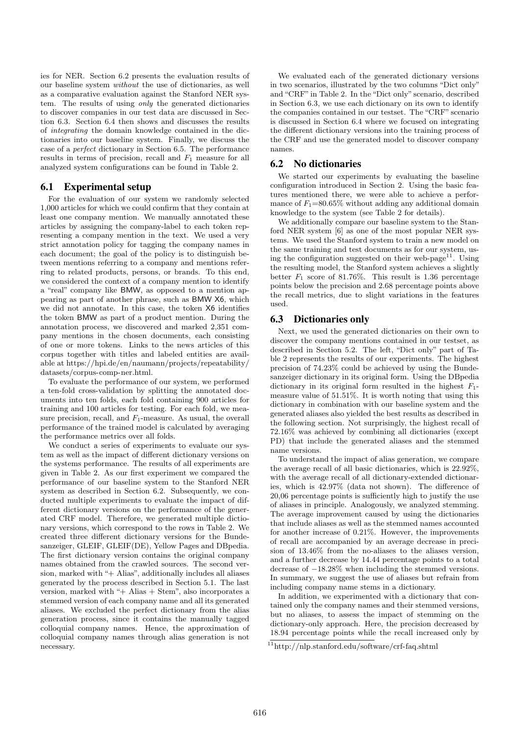ies for NER. Section 6.2 presents the evaluation results of our baseline system *without* the use of dictionaries, as well as a comparative evaluation against the Stanford NER system. The results of using *only* the generated dictionaries to discover companies in our test data are discussed in Section 6.3. Section 6.4 then shows and discusses the results of *integrating* the domain knowledge contained in the dictionaries into our baseline system. Finally, we discuss the case of a *perfect* dictionary in Section 6.5. The performance results in terms of precision, recall and $F_1$ measure for all analyzed system configurations can be found in Table 2.

## 6.1 Experimental setup

For the evaluation of our system we randomly selected 1,000 articles for which we could confirm that they contain at least one company mention. We manually annotated these articles by assigning the company-label to each token representing a company mention in the text. We used a very strict annotation policy for tagging the company names in each document; the goal of the policy is to distinguish between mentions referring to a company and mentions referring to related products, persons, or brands. To this end, we considered the context of a company mention to identify a "real" company like BMW, as opposed to a mention appearing as part of another phrase, such as BMW X6, which we did not annotate. In this case, the token X6 identifies the token BMW as part of a product mention. During the annotation process, we discovered and marked 2,351 company mentions in the chosen documents, each consisting of one or more tokens. Links to the news articles of this corpus together with titles and labeled entities are available at https://hpi.de/en/naumann/projects/repeatability/datasets/corpus-comp-ner.html.

To evaluate the performance of our system, we performed a ten-fold cross-validation by splitting the annotated documents into ten folds, each fold containing 900 articles for training and 100 articles for testing. For each fold, we measure precision, recall, and $F_1$-measure. As usual, the overall performance of the trained model is calculated by averaging the performance metrics over all folds.

We conduct a series of experiments to evaluate our system as well as the impact of different dictionary versions on the systems performance. The results of all experiments are given in Table 2. As our first experiment we compared the performance of our baseline system to the Stanford NER system as described in Section 6.2. Subsequently, we conducted multiple experiments to evaluate the impact of different dictionary versions on the performance of the generated CRF model. Therefore, we generated multiple dictionary versions, which correspond to the rows in Table 2. We created three different dictionary versions for the Bundesanzeiger, GLEIF, GLEIF(DE), Yellow Pages and DBpedia. The first dictionary version contains the original company names obtained from the crawled sources. The second version, marked with "+ Alias", additionally includes all aliases generated by the process described in Section 5.1. The last version, marked with "+ Alias + Stem", also incorporates a stemmed version of each company name and all its generated aliases. We excluded the perfect dictionary from the alias generation process, since it contains the manually tagged colloquial company names. Hence, the approximation of colloquial company names through alias generation is not necessary.

We evaluated each of the generated dictionary versions in two scenarios, illustrated by the two columns "Dict only" and "CRF" in Table 2. In the "Dict only" scenario, described in Section 6.3, we use each dictionary on its own to identify the companies contained in our testset. The "CRF" scenario is discussed in Section 6.4 where we focused on integrating the different dictionary versions into the training process of the CRF and use the generated model to discover company names.

## 6.2 No dictionaries

We started our experiments by evaluating the baseline configuration introduced in Section 2. Using the basic features mentioned there, we were able to achieve a performance of $F_1$=80.65% without adding any additional domain knowledge to the system (see Table 2 for details).

We additionally compare our baseline system to the Stanford NER system [6] as one of the most popular NER systems. We used the Stanford system to train a new model on the same training and test documents as for our system, using the configuration suggested on their web-page[11]. Using the resulting model, the Stanford system achieves a slightly better $F_1$ score of 81.76%. This result is 1.36 percentage points below the precision and 2.68 percentage points above the recall metrics, due to slight variations in the features used.

## 6.3 Dictionaries only

Next, we used the generated dictionaries on their own to discover the company mentions contained in our testset, as described in Section 5.2. The left, "Dict only" part of Table 2 represents the results of our experiments. The highest precision of 74.23% could be achieved by using the Bundesanzeiger dictionary in its original form. Using the DBpedia dictionary in its original form resulted in the highest $F_1$-measure value of 51.51%. It is worth noting that using this dictionary in combination with our baseline system and the generated aliases also yielded the best results as described in the following section. Not surprisingly, the highest recall of 72.16% was achieved by combining all dictionaries (except PD) that include the generated aliases and the stemmed name versions.

To understand the impact of alias generation, we compare the average recall of all basic dictionaries, which is 22.92%, with the average recall of all dictionary-extended dictionaries, which is 42.97% (data not shown). The difference of 20,06 percentage points is sufficiently high to justify the use of aliases in principle. Analogously, we analyzed stemming. The average improvement caused by using the dictionaries that include aliases as well as the stemmed names accounted for another increase of 0.21%. However, the improvements of recall are accompanied by an average decrease in precision of 13.46% from the no-aliases to the aliases version, and a further decrease by 14.44 percentage points to a total decrease of −18.28% when including the stemmed versions. In summary, we suggest the use of aliases but refrain from including company name stems in a dictionary.

In addition, we experimented with a dictionary that contained only the company names and their stemmed versions, but no aliases, to assess the impact of stemming on the dictionary-only approach. Here, the precision decreased by 18.94 percentage points while the recall increased only by

[11] http://nlp.stanford.edu/software/crf-faq.shtml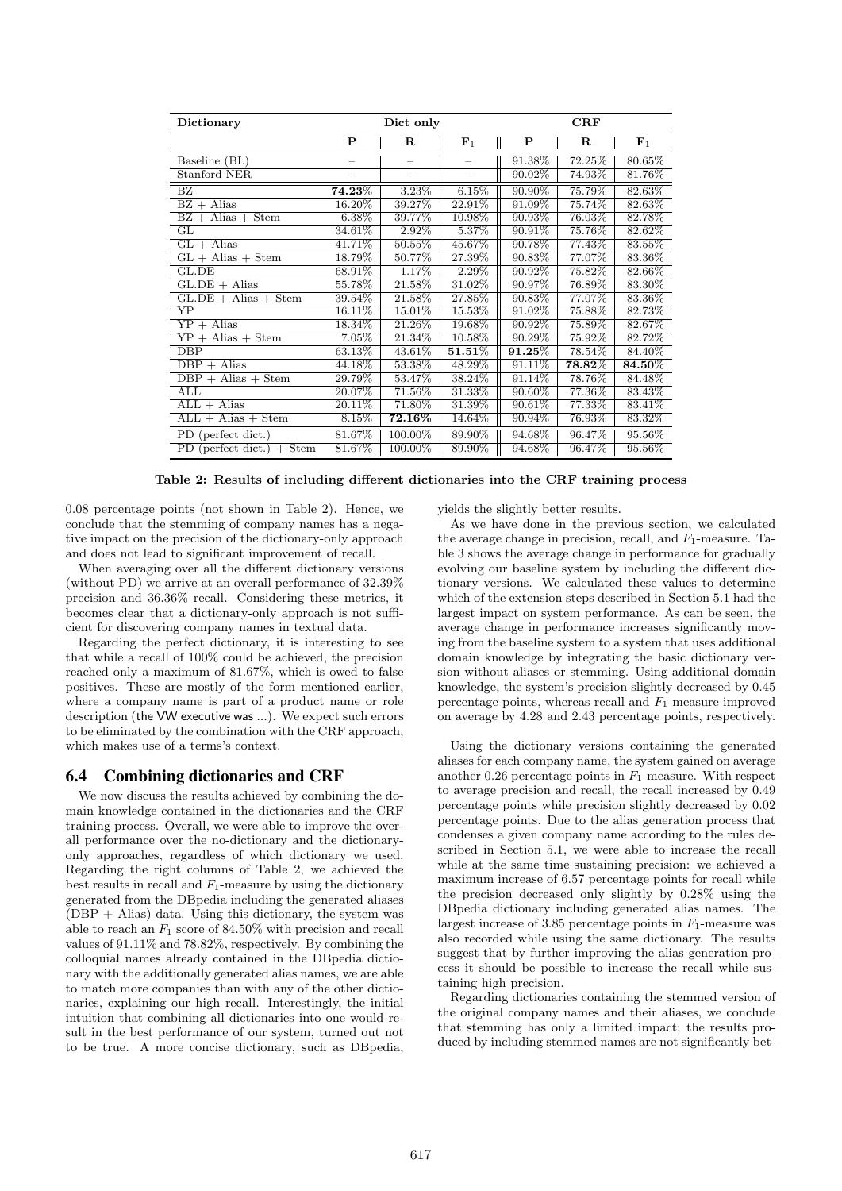| Dictionary | Dict only | | | CRF | | |
|---|---|---|---|---|---|---|
| | **P** | **R** | $\mathbf{F_1}$ | **P** | **R** | $\mathbf{F_1}$ |
| Baseline (BL) | – | – | – | 91.38% | 72.25% | 80.65% |
| Stanford NER | – | – | – | 90.02% | 74.93% | 81.76% |
| BZ | **74.23%** | 3.23% | 6.15% | 90.90% | 75.79% | 82.63% |
| BZ + Alias | 16.20% | 39.27% | 22.91% | 91.09% | 75.74% | 82.63% |
| BZ + Alias + Stem | 6.38% | 39.77% | 10.98% | 90.93% | 76.03% | 82.78% |
| GL | 34.61% | 2.92% | 5.37% | 90.91% | 75.76% | 82.62% |
| GL + Alias | 41.71% | 50.55% | 45.67% | 90.78% | 77.43% | 83.55% |
| GL + Alias + Stem | 18.79% | 50.77% | 27.39% | 90.83% | 77.07% | 83.36% |
| GL.DE | 68.91% | 1.17% | 2.29% | 90.92% | 75.82% | 82.66% |
| GL.DE + Alias | 55.78% | 21.58% | 31.02% | 90.97% | 76.89% | 83.30% |
| GL.DE + Alias + Stem | 39.54% | 21.58% | 27.85% | 90.83% | 77.07% | 83.36% |
| YP | 16.11% | 15.01% | 15.53% | 91.02% | 75.88% | 82.73% |
| YP + Alias | 18.34% | 21.26% | 19.68% | 90.92% | 75.89% | 82.67% |
| YP + Alias + Stem | 7.05% | 21.34% | 10.58% | 90.29% | 75.92% | 82.72% |
| DBP | 63.13% | 43.61% | **51.51%** | **91.25%** | 78.54% | 84.40% |
| DBP + Alias | 44.18% | 53.38% | 48.29% | 91.11% | **78.82%** | **84.50%** |
| DBP + Alias + Stem | 29.79% | 53.47% | 38.24% | 91.14% | 78.76% | 84.48% |
| ALL | 20.07% | 71.56% | 31.33% | 90.60% | 77.36% | 83.43% |
| ALL + Alias | 20.11% | 71.80% | 31.39% | 90.61% | 77.33% | 83.41% |
| ALL + Alias + Stem | 8.15% | **72.16%** | 14.64% | 90.94% | 76.93% | 83.32% |
| PD (perfect dict.) | 81.67% | 100.00% | 89.90% | 94.68% | 96.47% | 95.56% |
| PD (perfect dict.) + Stem | 81.67% | 100.00% | 89.90% | 94.68% | 96.47% | 95.56% |

**Table 2: Results of including different dictionaries into the CRF training process**

0.08 percentage points (not shown in Table 2). Hence, we conclude that the stemming of company names has a negative impact on the precision of the dictionary-only approach and does not lead to significant improvement of recall.

When averaging over all the different dictionary versions (without PD) we arrive at an overall performance of 32.39% precision and 36.36% recall. Considering these metrics, it becomes clear that a dictionary-only approach is not sufficient for discovering company names in textual data.

Regarding the perfect dictionary, it is interesting to see that while a recall of 100% could be achieved, the precision reached only a maximum of 81.67%, which is owed to false positives. These are mostly of the form mentioned earlier, where a company name is part of a product name or role description (the VW executive was ...). We expect such errors to be eliminated by the combination with the CRF approach, which makes use of a terms's context.

## 6.4 Combining dictionaries and CRF

We now discuss the results achieved by combining the domain knowledge contained in the dictionaries and the CRF training process. Overall, we were able to improve the overall performance over the no-dictionary and the dictionary-only approaches, regardless of which dictionary we used. Regarding the right columns of Table 2, we achieved the best results in recall and $F_1$-measure by using the dictionary generated from the DBpedia including the generated aliases (DBP + Alias) data. Using this dictionary, the system was able to reach an $F_1$ score of 84.50% with precision and recall values of 91.11% and 78.82%, respectively. By combining the colloquial names already contained in the DBpedia dictionary with the additionally generated alias names, we are able to match more companies than with any of the other dictionaries, explaining our high recall. Interestingly, the initial intuition that combining all dictionaries into one would result in the best performance of our system, turned out not to be true. A more concise dictionary, such as DBpedia, yields the slightly better results.

As we have done in the previous section, we calculated the average change in precision, recall, and $F_1$-measure. Table 3 shows the average change in performance for gradually evolving our baseline system by including the different dictionary versions. We calculated these values to determine which of the extension steps described in Section 5.1 had the largest impact on system performance. As can be seen, the average change in performance increases significantly moving from the baseline system to a system that uses additional domain knowledge by integrating the basic dictionary version without aliases or stemming. Using additional domain knowledge, the system's precision slightly decreased by 0.45 percentage points, whereas recall and $F_1$-measure improved on average by 4.28 and 2.43 percentage points, respectively.

Using the dictionary versions containing the generated aliases for each company name, the system gained on average another 0.26 percentage points in $F_1$-measure. With respect to average precision and recall, the recall increased by 0.49 percentage points while precision slightly decreased by 0.02 percentage points. Due to the alias generation process that condenses a given company name according to the rules described in Section 5.1, we were able to increase the recall while at the same time sustaining precision: we achieved a maximum increase of 6.57 percentage points for recall while the precision decreased only slightly by 0.28% using the DBpedia dictionary including generated alias names. The largest increase of 3.85 percentage points in $F_1$-measure was also recorded while using the same dictionary. The results suggest that by further improving the alias generation process it should be possible to increase the recall while sustaining high precision.

Regarding dictionaries containing the stemmed version of the original company names and their aliases, we conclude that stemming has only a limited impact; the results produced by including stemmed names are not significantly bet-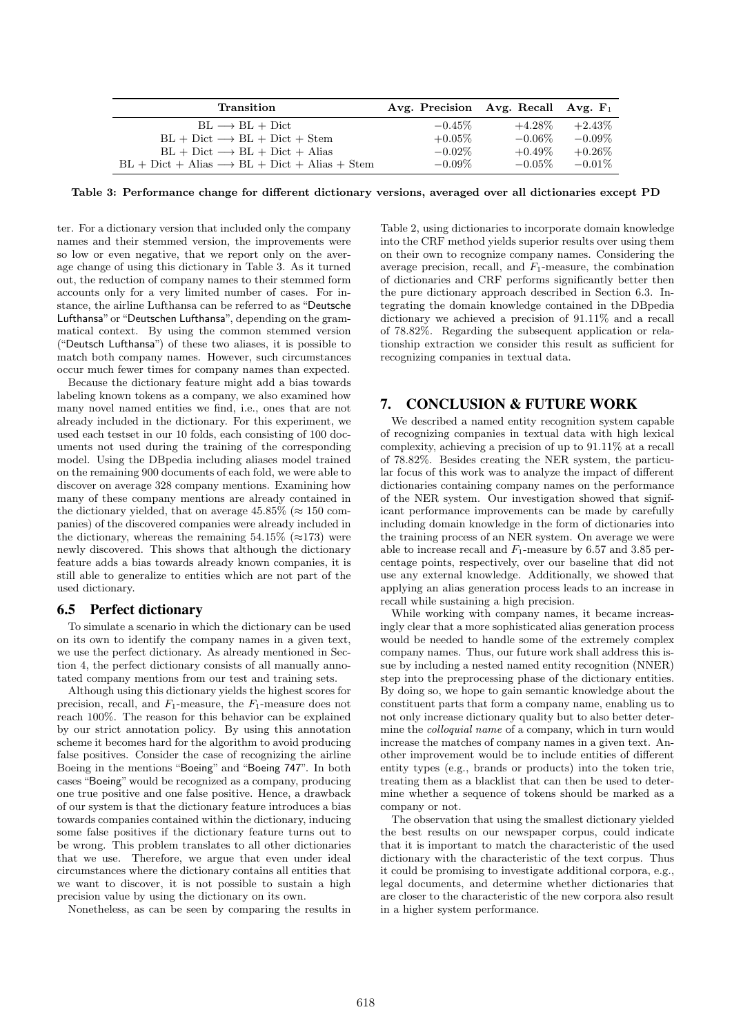| Transition | Avg. Precision | Avg. Recall | Avg. $F_1$ |
|---|---|---|---|
| BL $\longrightarrow$ BL + Dict | −0.45% | +4.28% | +2.43% |
| BL + Dict $\longrightarrow$ BL + Dict + Stem | +0.05% | −0.06% | −0.09% |
| BL + Dict $\longrightarrow$ BL + Dict + Alias | −0.02% | +0.49% | +0.26% |
| BL + Dict + Alias $\longrightarrow$ BL + Dict + Alias + Stem | −0.09% | −0.05% | −0.01% |

**Table 3: Performance change for different dictionary versions, averaged over all dictionaries except PD**

ter. For a dictionary version that included only the company names and their stemmed version, the improvements were so low or even negative, that we report only on the average change of using this dictionary in Table 3. As it turned out, the reduction of company names to their stemmed form accounts only for a very limited number of cases. For instance, the airline Lufthansa can be referred to as "Deutsche Lufthansa" or "Deutschen Lufthansa", depending on the grammatical context. By using the common stemmed version ("Deutsch Lufthansa") of these two aliases, it is possible to match both company names. However, such circumstances occur much fewer times for company names than expected.

Because the dictionary feature might add a bias towards labeling known tokens as a company, we also examined how many novel named entities we find, i.e., ones that are not already included in the dictionary. For this experiment, we used each testset in our 10 folds, each consisting of 100 documents not used during the training of the corresponding model. Using the DBpedia including aliases model trained on the remaining 900 documents of each fold, we were able to discover on average 328 company mentions. Examining how many of these company mentions are already contained in the dictionary yielded, that on average 45.85% ($\approx$ 150 companies) of the discovered companies were already included in the dictionary, whereas the remaining 54.15% ($\approx$173) were newly discovered. This shows that although the dictionary feature adds a bias towards already known companies, it is still able to generalize to entities which are not part of the used dictionary.

### 6.5 Perfect dictionary

To simulate a scenario in which the dictionary can be used on its own to identify the company names in a given text, we use the perfect dictionary. As already mentioned in Section 4, the perfect dictionary consists of all manually annotated company mentions from our test and training sets.

Although using this dictionary yields the highest scores for precision, recall, and $F_1$-measure, the $F_1$-measure does not reach 100%. The reason for this behavior can be explained by our strict annotation policy. By using this annotation scheme it becomes hard for the algorithm to avoid producing false positives. Consider the case of recognizing the airline Boeing in the mentions "Boeing" and "Boeing 747". In both cases "Boeing" would be recognized as a company, producing one true positive and one false positive. Hence, a drawback of our system is that the dictionary feature introduces a bias towards companies contained within the dictionary, inducing some false positives if the dictionary feature turns out to be wrong. This problem translates to all other dictionaries that we use. Therefore, we argue that even under ideal circumstances where the dictionary contains all entities that we want to discover, it is not possible to sustain a high precision value by using the dictionary on its own.

Nonetheless, as can be seen by comparing the results in Table 2, using dictionaries to incorporate domain knowledge into the CRF method yields superior results over using them on their own to recognize company names. Considering the average precision, recall, and $F_1$-measure, the combination of dictionaries and CRF performs significantly better then the pure dictionary approach described in Section 6.3. Integrating the domain knowledge contained in the DBpedia dictionary we achieved a precision of 91.11% and a recall of 78.82%. Regarding the subsequent application or relationship extraction we consider this result as sufficient for recognizing companies in textual data.

## 7. CONCLUSION & FUTURE WORK

We described a named entity recognition system capable of recognizing companies in textual data with high lexical complexity, achieving a precision of up to 91.11% at a recall of 78.82%. Besides creating the NER system, the particular focus of this work was to analyze the impact of different dictionaries containing company names on the performance of the NER system. Our investigation showed that significant performance improvements can be made by carefully including domain knowledge in the form of dictionaries into the training process of an NER system. On average we were able to increase recall and $F_1$-measure by 6.57 and 3.85 percentage points, respectively, over our baseline that did not use any external knowledge. Additionally, we showed that applying an alias generation process leads to an increase in recall while sustaining a high precision.

While working with company names, it became increasingly clear that a more sophisticated alias generation process would be needed to handle some of the extremely complex company names. Thus, our future work shall address this issue by including a nested named entity recognition (NNER) step into the preprocessing phase of the dictionary entities. By doing so, we hope to gain semantic knowledge about the constituent parts that form a company name, enabling us to not only increase dictionary quality but to also better determine the *colloquial name* of a company, which in turn would increase the matches of company names in a given text. Another improvement would be to include entities of different entity types (e.g., brands or products) into the token trie, treating them as a blacklist that can then be used to determine whether a sequence of tokens should be marked as a company or not.

The observation that using the smallest dictionary yielded the best results on our newspaper corpus, could indicate that it is important to match the characteristic of the used dictionary with the characteristic of the text corpus. Thus it could be promising to investigate additional corpora, e.g., legal documents, and determine whether dictionaries that are closer to the characteristic of the new corpora also result in a higher system performance.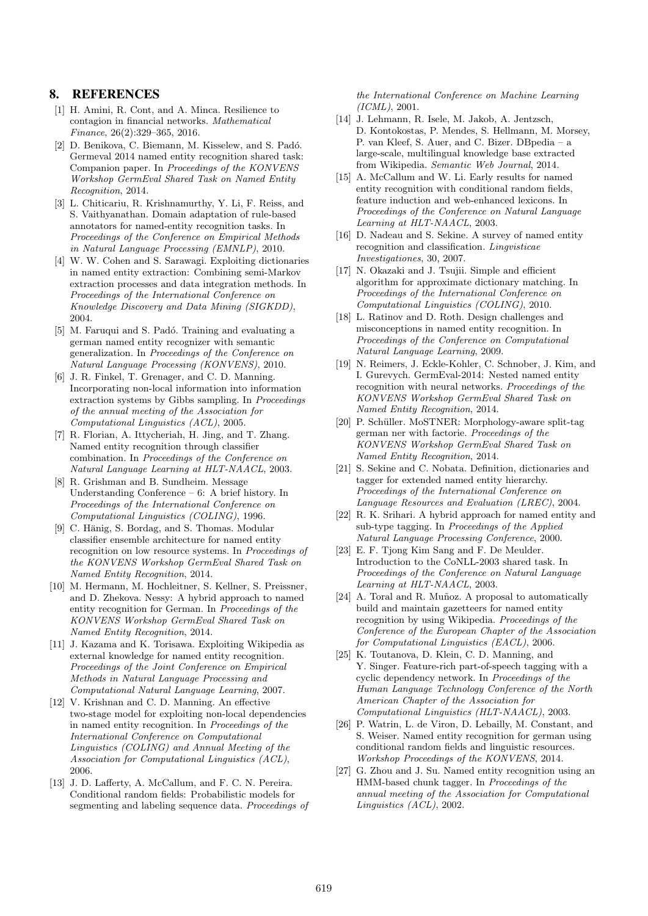## 8. REFERENCES

[1] H. Amini, R. Cont, and A. Minca. Resilience to contagion in financial networks. *Mathematical Finance*, 26(2):329–365, 2016.

[2] D. Benikova, C. Biemann, M. Kisselew, and S. Padó. Germeval 2014 named entity recognition shared task: Companion paper. In *Proceedings of the KONVENS Workshop GermEval Shared Task on Named Entity Recognition*, 2014.

[3] L. Chiticariu, R. Krishnamurthy, Y. Li, F. Reiss, and S. Vaithyanathan. Domain adaptation of rule-based annotators for named-entity recognition tasks. In *Proceedings of the Conference on Empirical Methods in Natural Language Processing (EMNLP)*, 2010.

[4] W. W. Cohen and S. Sarawagi. Exploiting dictionaries in named entity extraction: Combining semi-Markov extraction processes and data integration methods. In *Proceedings of the International Conference on Knowledge Discovery and Data Mining (SIGKDD)*, 2004.

[5] M. Faruqui and S. Padó. Training and evaluating a german named entity recognizer with semantic generalization. In *Proceedings of the Conference on Natural Language Processing (KONVENS)*, 2010.

[6] J. R. Finkel, T. Grenager, and C. D. Manning. Incorporating non-local information into information extraction systems by Gibbs sampling. In *Proceedings of the annual meeting of the Association for Computational Linguistics (ACL)*, 2005.

[7] R. Florian, A. Ittycheriah, H. Jing, and T. Zhang. Named entity recognition through classifier combination. In *Proceedings of the Conference on Natural Language Learning at HLT-NAACL*, 2003.

[8] R. Grishman and B. Sundheim. Message Understanding Conference – 6: A brief history. In *Proceedings of the International Conference on Computational Linguistics (COLING)*, 1996.

[9] C. Hänig, S. Bordag, and S. Thomas. Modular classifier ensemble architecture for named entity recognition on low resource systems. In *Proceedings of the KONVENS Workshop GermEval Shared Task on Named Entity Recognition*, 2014.

[10] M. Hermann, M. Hochleitner, S. Kellner, S. Preissner, and D. Zhekova. Nessy: A hybrid approach to named entity recognition for German. In *Proceedings of the KONVENS Workshop GermEval Shared Task on Named Entity Recognition*, 2014.

[11] J. Kazama and K. Torisawa. Exploiting Wikipedia as external knowledge for named entity recognition. *Proceedings of the Joint Conference on Empirical Methods in Natural Language Processing and Computational Natural Language Learning*, 2007.

[12] V. Krishnan and C. D. Manning. An effective two-stage model for exploiting non-local dependencies in named entity recognition. In *Proceedings of the International Conference on Computational Linguistics (COLING) and Annual Meeting of the Association for Computational Linguistics (ACL)*, 2006.

[13] J. D. Lafferty, A. McCallum, and F. C. N. Pereira. Conditional random fields: Probabilistic models for segmenting and labeling sequence data. *Proceedings of the International Conference on Machine Learning (ICML)*, 2001.

[14] J. Lehmann, R. Isele, M. Jakob, A. Jentzsch, D. Kontokostas, P. Mendes, S. Hellmann, M. Morsey, P. van Kleef, S. Auer, and C. Bizer. DBpedia – a large-scale, multilingual knowledge base extracted from Wikipedia. *Semantic Web Journal*, 2014.

[15] A. McCallum and W. Li. Early results for named entity recognition with conditional random fields, feature induction and web-enhanced lexicons. In *Proceedings of the Conference on Natural Language Learning at HLT-NAACL*, 2003.

[16] D. Nadeau and S. Sekine. A survey of named entity recognition and classification. *Lingvisticae Investigationes*, 30, 2007.

[17] N. Okazaki and J. Tsujii. Simple and efficient algorithm for approximate dictionary matching. In *Proceedings of the International Conference on Computational Linguistics (COLING)*, 2010.

[18] L. Ratinov and D. Roth. Design challenges and misconceptions in named entity recognition. In *Proceedings of the Conference on Computational Natural Language Learning*, 2009.

[19] N. Reimers, J. Eckle-Kohler, C. Schnober, J. Kim, and I. Gurevych. GermEval-2014: Nested named entity recognition with neural networks. *Proceedings of the KONVENS Workshop GermEval Shared Task on Named Entity Recognition*, 2014.

[20] P. Schüller. MoSTNER: Morphology-aware split-tag german ner with factorie. *Proceedings of the KONVENS Workshop GermEval Shared Task on Named Entity Recognition*, 2014.

[21] S. Sekine and C. Nobata. Definition, dictionaries and tagger for extended named entity hierarchy. *Proceedings of the International Conference on Language Resources and Evaluation (LREC)*, 2004.

[22] R. K. Srihari. A hybrid approach for named entity and sub-type tagging. In *Proceedings of the Applied Natural Language Processing Conference*, 2000.

[23] E. F. Tjong Kim Sang and F. De Meulder. Introduction to the CoNLL-2003 shared task. In *Proceedings of the Conference on Natural Language Learning at HLT-NAACL*, 2003.

[24] A. Toral and R. Muñoz. A proposal to automatically build and maintain gazetteers for named entity recognition by using Wikipedia. *Proceedings of the Conference of the European Chapter of the Association for Computational Linguistics (EACL)*, 2006.

[25] K. Toutanova, D. Klein, C. D. Manning, and Y. Singer. Feature-rich part-of-speech tagging with a cyclic dependency network. In *Proceedings of the Human Language Technology Conference of the North American Chapter of the Association for Computational Linguistics (HLT-NAACL)*, 2003.

[26] P. Watrin, L. de Viron, D. Lebailly, M. Constant, and S. Weiser. Named entity recognition for german using conditional random fields and linguistic resources. *Workshop Proceedings of the KONVENS*, 2014.

[27] G. Zhou and J. Su. Named entity recognition using an HMM-based chunk tagger. In *Proceedings of the annual meeting of the Association for Computational Linguistics (ACL)*, 2002.